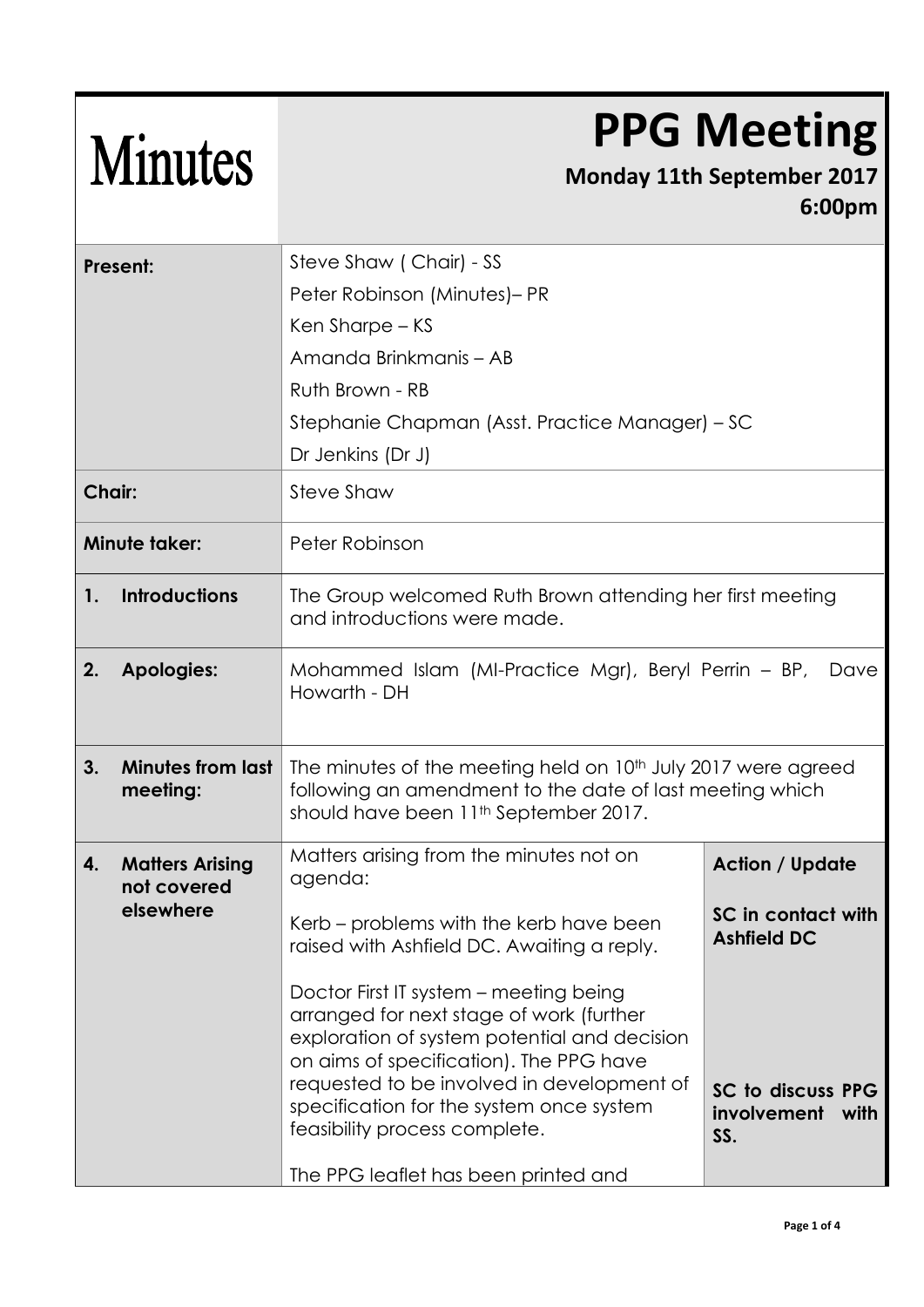# Minutes

# PPG Meeting

**Monday 11th September 2017**
**6:00pm**

| | | |
|---|---|---|
| **Present:** | Steve Shaw ( Chair) - SS<br>Peter Robinson (Minutes)– PR<br>Ken Sharpe – KS<br>Amanda Brinkmanis – AB<br>Ruth Brown - RB<br>Stephanie Chapman (Asst. Practice Manager) – SC<br>Dr Jenkins (Dr J) | |
| **Chair:** | Steve Shaw | |
| **Minute taker:** | Peter Robinson | |
| **1. Introductions** | The Group welcomed Ruth Brown attending her first meeting and introductions were made. | |
| **2. Apologies:** | Mohammed Islam (MI-Practice Mgr), Beryl Perrin – BP, Dave Howarth - DH | |
| **3. Minutes from last meeting:** | The minutes of the meeting held on 10th July 2017 were agreed following an amendment to the date of last meeting which should have been 11th September 2017. | |
| **4. Matters Arising not covered elsewhere** | Matters arising from the minutes not on agenda: | **Action / Update** |
| | Kerb – problems with the kerb have been raised with Ashfield DC. Awaiting a reply. | **SC in contact with Ashfield DC** |
| | Doctor First IT system – meeting being arranged for next stage of work (further exploration of system potential and decision on aims of specification). The PPG have requested to be involved in development of specification for the system once system feasibility process complete. | **SC to discuss PPG involvement with SS.** |
| | The PPG leaflet has been printed and | |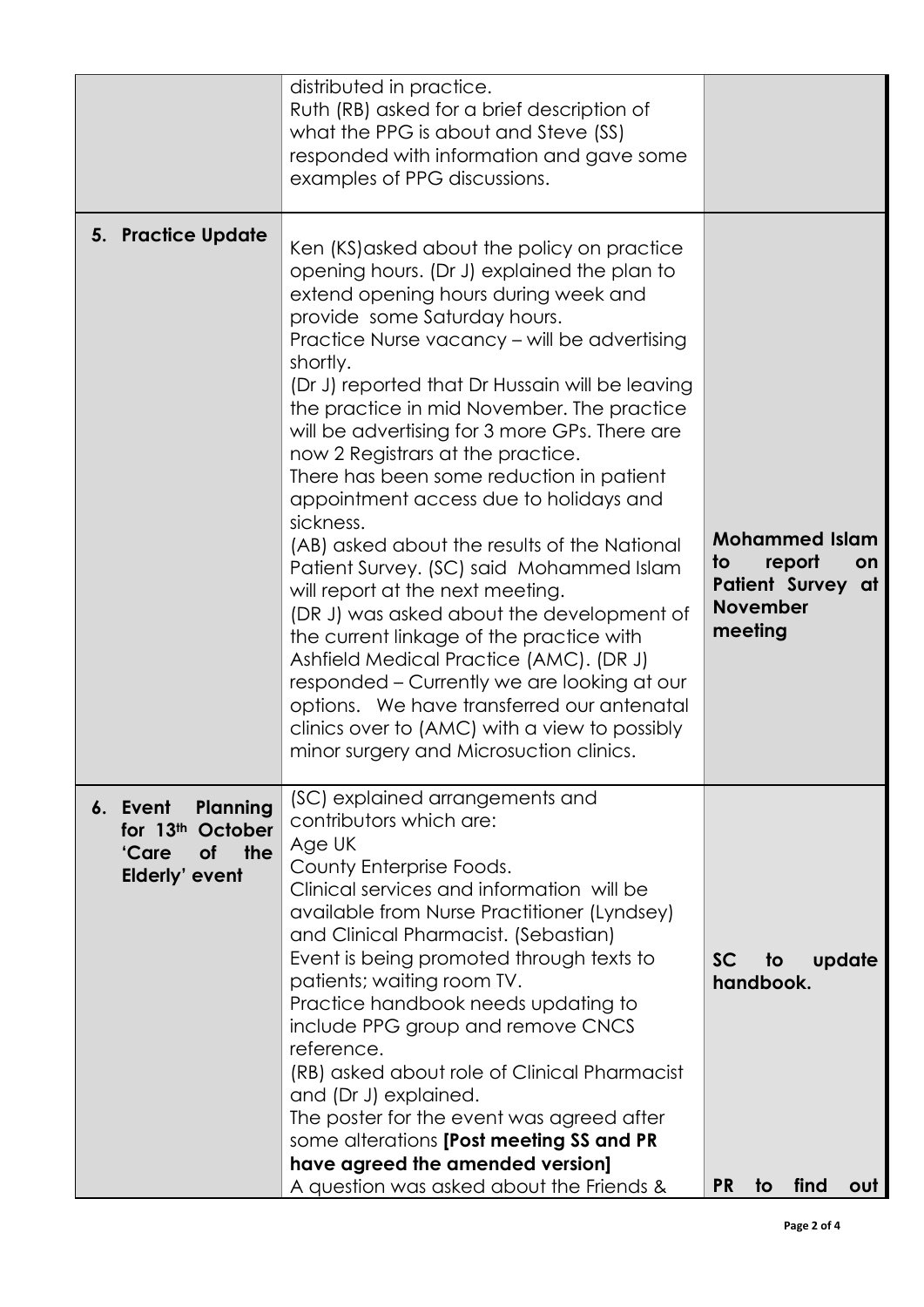| | | |
|---|---|---|
| | distributed in practice.<br>Ruth (RB) asked for a brief description of what the PPG is about and Steve (SS) responded with information and gave some examples of PPG discussions. | |
| **5. Practice Update** | Ken (KS)asked about the policy on practice opening hours. (Dr J) explained the plan to extend opening hours during week and provide some Saturday hours.<br>Practice Nurse vacancy – will be advertising shortly.<br>(Dr J) reported that Dr Hussain will be leaving the practice in mid November. The practice will be advertising for 3 more GPs. There are now 2 Registrars at the practice.<br>There has been some reduction in patient appointment access due to holidays and sickness.<br>(AB) asked about the results of the National Patient Survey. (SC) said Mohammed Islam will report at the next meeting.<br>(DR J) was asked about the development of the current linkage of the practice with Ashfield Medical Practice (AMC). (DR J) responded – Currently we are looking at our options. We have transferred our antenatal clinics over to (AMC) with a view to possibly minor surgery and Microsuction clinics. | **Mohammed Islam to report on Patient Survey at November meeting** |
| **6. Event Planning for 13th October 'Care of the Elderly' event** | (SC) explained arrangements and contributors which are:<br>Age UK<br>County Enterprise Foods.<br>Clinical services and information will be available from Nurse Practitioner (Lyndsey) and Clinical Pharmacist. (Sebastian)<br>Event is being promoted through texts to patients; waiting room TV.<br>Practice handbook needs updating to include PPG group and remove CNCS reference.<br>(RB) asked about role of Clinical Pharmacist and (Dr J) explained.<br>The poster for the event was agreed after some alterations **[Post meeting SS and PR have agreed the amended version]**<br>A question was asked about the Friends & | **SC to update handbook.**<br><br>**PR to find out** |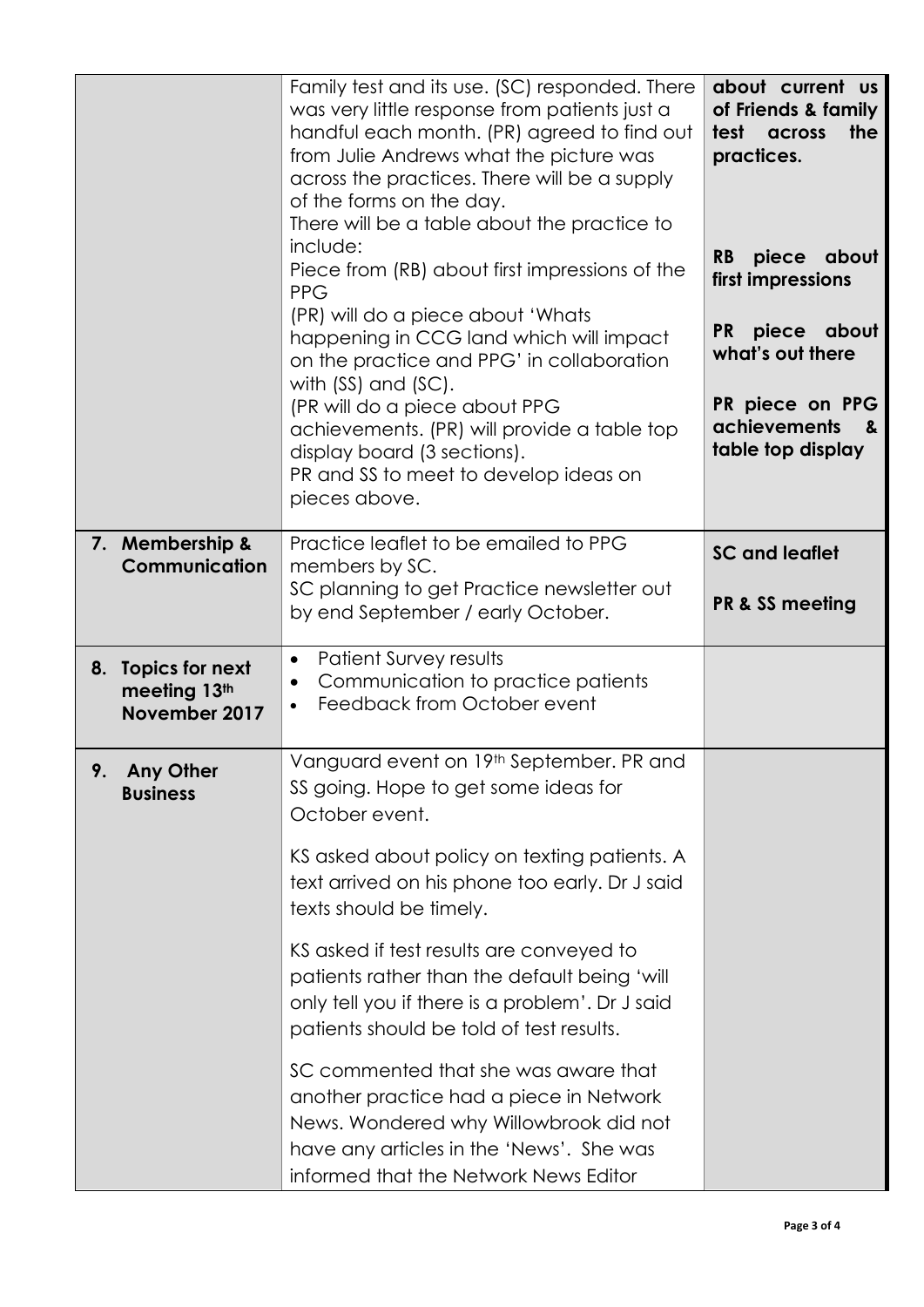| | | |
|---|---|---|
| | Family test and its use. (SC) responded. There was very little response from patients just a handful each month. (PR) agreed to find out from Julie Andrews what the picture was across the practices. There will be a supply of the forms on the day.<br>There will be a table about the practice to include:<br>Piece from (RB) about first impressions of the PPG<br>(PR) will do a piece about 'Whats happening in CCG land which will impact on the practice and PPG' in collaboration with (SS) and (SC).<br>(PR will do a piece about PPG achievements. (PR) will provide a table top display board (3 sections).<br>PR and SS to meet to develop ideas on pieces above. | **about current us of Friends & family test across the practices.**<br><br>**RB piece about first impressions**<br><br>**PR piece about what's out there**<br><br>**PR piece on PPG achievements & table top display** |
| **7. Membership & Communication** | Practice leaflet to be emailed to PPG members by SC.<br>SC planning to get Practice newsletter out by end September / early October. | **SC and leaflet**<br><br>**PR & SS meeting** |
| **8. Topics for next meeting 13th November 2017** | • Patient Survey results<br>• Communication to practice patients<br>• Feedback from October event | |
| **9. Any Other Business** | Vanguard event on 19th September. PR and SS going. Hope to get some ideas for October event.<br><br>KS asked about policy on texting patients. A text arrived on his phone too early. Dr J said texts should be timely.<br><br>KS asked if test results are conveyed to patients rather than the default being 'will only tell you if there is a problem'. Dr J said patients should be told of test results.<br><br>SC commented that she was aware that another practice had a piece in Network News. Wondered why Willowbrook did not have any articles in the 'News'. She was informed that the Network News Editor | |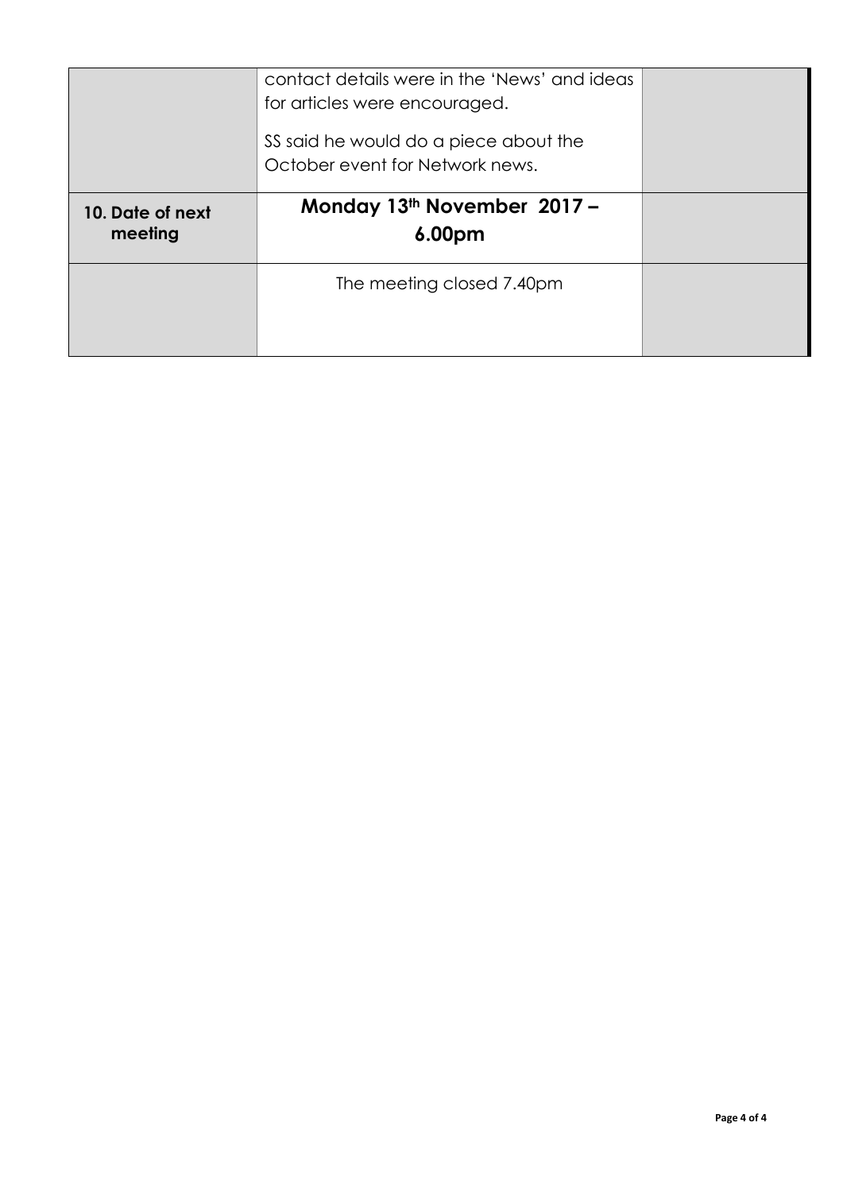| | | |
|---|---|---|
| | contact details were in the 'News' and ideas for articles were encouraged.<br><br>SS said he would do a piece about the October event for Network news. | |
| **10. Date of next meeting** | **Monday 13th November 2017 – 6.00pm** | |
| | The meeting closed 7.40pm | |